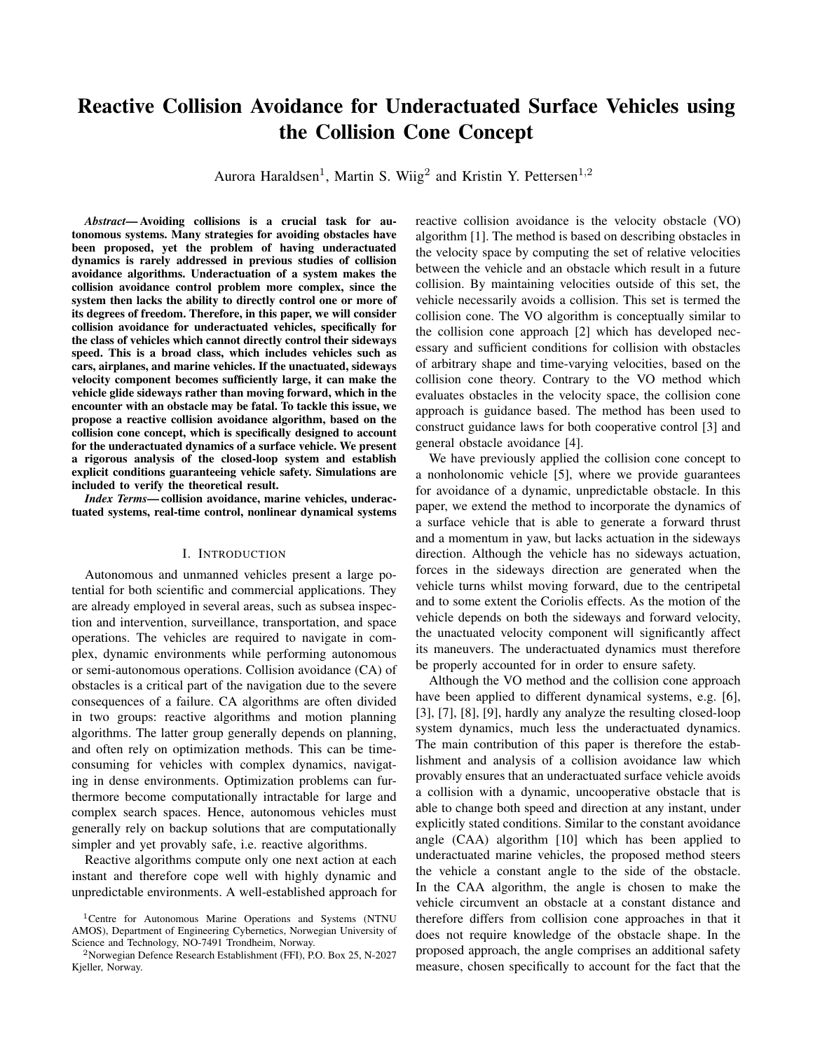# Reactive Collision Avoidance for Underactuated Surface Vehicles using the Collision Cone Concept

Aurora Haraldsen[1], Martin S. Wiig[2] and Kristin Y. Pettersen[1,2]

***Abstract*— Avoiding collisions is a crucial task for autonomous systems. Many strategies for avoiding obstacles have been proposed, yet the problem of having underactuated dynamics is rarely addressed in previous studies of collision avoidance algorithms. Underactuation of a system makes the collision avoidance control problem more complex, since the system then lacks the ability to directly control one or more of its degrees of freedom. Therefore, in this paper, we will consider collision avoidance for underactuated vehicles, specifically for the class of vehicles which cannot directly control their sideways speed. This is a broad class, which includes vehicles such as cars, airplanes, and marine vehicles. If the unactuated, sideways velocity component becomes sufficiently large, it can make the vehicle glide sideways rather than moving forward, which in the encounter with an obstacle may be fatal. To tackle this issue, we propose a reactive collision avoidance algorithm, based on the collision cone concept, which is specifically designed to account for the underactuated dynamics of a surface vehicle. We present a rigorous analysis of the closed-loop system and establish explicit conditions guaranteeing vehicle safety. Simulations are included to verify the theoretical result.**

***Index Terms*— collision avoidance, marine vehicles, underactuated systems, real-time control, nonlinear dynamical systems**

## I. Introduction

Autonomous and unmanned vehicles present a large potential for both scientific and commercial applications. They are already employed in several areas, such as subsea inspection and intervention, surveillance, transportation, and space operations. The vehicles are required to navigate in complex, dynamic environments while performing autonomous or semi-autonomous operations. Collision avoidance (CA) of obstacles is a critical part of the navigation due to the severe consequences of a failure. CA algorithms are often divided in two groups: reactive algorithms and motion planning algorithms. The latter group generally depends on planning, and often rely on optimization methods. This can be time-consuming for vehicles with complex dynamics, navigating in dense environments. Optimization problems can furthermore become computationally intractable for large and complex search spaces. Hence, autonomous vehicles must generally rely on backup solutions that are computationally simpler and yet provably safe, i.e. reactive algorithms.

Reactive algorithms compute only one next action at each instant and therefore cope well with highly dynamic and unpredictable environments. A well-established approach for reactive collision avoidance is the velocity obstacle (VO) algorithm [1]. The method is based on describing obstacles in the velocity space by computing the set of relative velocities between the vehicle and an obstacle which result in a future collision. By maintaining velocities outside of this set, the vehicle necessarily avoids a collision. This set is termed the collision cone. The VO algorithm is conceptually similar to the collision cone approach [2] which has developed necessary and sufficient conditions for collision with obstacles of arbitrary shape and time-varying velocities, based on the collision cone theory. Contrary to the VO method which evaluates obstacles in the velocity space, the collision cone approach is guidance based. The method has been used to construct guidance laws for both cooperative control [3] and general obstacle avoidance [4].

We have previously applied the collision cone concept to a nonholonomic vehicle [5], where we provide guarantees for avoidance of a dynamic, unpredictable obstacle. In this paper, we extend the method to incorporate the dynamics of a surface vehicle that is able to generate a forward thrust and a momentum in yaw, but lacks actuation in the sideways direction. Although the vehicle has no sideways actuation, forces in the sideways direction are generated when the vehicle turns whilst moving forward, due to the centripetal and to some extent the Coriolis effects. As the motion of the vehicle depends on both the sideways and forward velocity, the unactuated velocity component will significantly affect its maneuvers. The underactuated dynamics must therefore be properly accounted for in order to ensure safety.

Although the VO method and the collision cone approach have been applied to different dynamical systems, e.g. [6], [3], [7], [8], [9], hardly any analyze the resulting closed-loop system dynamics, much less the underactuated dynamics. The main contribution of this paper is therefore the establishment and analysis of a collision avoidance law which provably ensures that an underactuated surface vehicle avoids a collision with a dynamic, uncooperative obstacle that is able to change both speed and direction at any instant, under explicitly stated conditions. Similar to the constant avoidance angle (CAA) algorithm [10] which has been applied to underactuated marine vehicles, the proposed method steers the vehicle a constant angle to the side of the obstacle. In the CAA algorithm, the angle is chosen to make the vehicle circumvent an obstacle at a constant distance and therefore differs from collision cone approaches in that it does not require knowledge of the obstacle shape. In the proposed approach, the angle comprises an additional safety measure, chosen specifically to account for the fact that the

[1]Centre for Autonomous Marine Operations and Systems (NTNU AMOS), Department of Engineering Cybernetics, Norwegian University of Science and Technology, NO-7491 Trondheim, Norway.

[2]Norwegian Defence Research Establishment (FFI), P.O. Box 25, N-2027 Kjeller, Norway.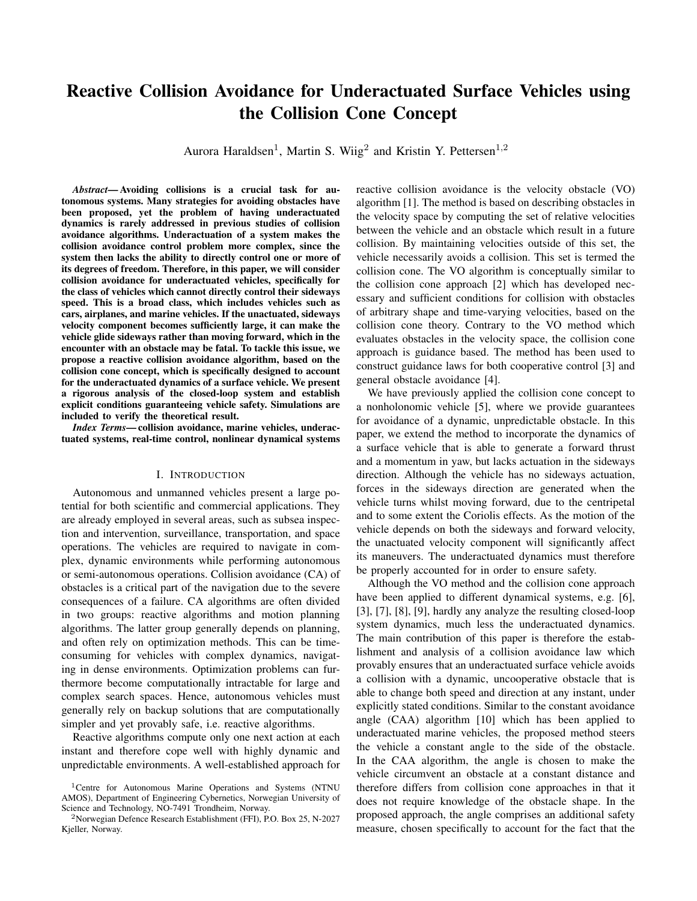# Reactive Collision Avoidance for Underactuated Surface Vehicles using the Collision Cone Concept

Aurora Haraldsen[1], Martin S. Wiig[2] and Kristin Y. Pettersen[1,2]

***Abstract*— Avoiding collisions is a crucial task for autonomous systems. Many strategies for avoiding obstacles have been proposed, yet the problem of having underactuated dynamics is rarely addressed in previous studies of collision avoidance algorithms. Underactuation of a system makes the collision avoidance control problem more complex, since the system then lacks the ability to directly control one or more of its degrees of freedom. Therefore, in this paper, we will consider collision avoidance for underactuated vehicles, specifically for the class of vehicles which cannot directly control their sideways speed. This is a broad class, which includes vehicles such as cars, airplanes, and marine vehicles. If the unactuated, sideways velocity component becomes sufficiently large, it can make the vehicle glide sideways rather than moving forward, which in the encounter with an obstacle may be fatal. To tackle this issue, we propose a reactive collision avoidance algorithm, based on the collision cone concept, which is specifically designed to account for the underactuated dynamics of a surface vehicle. We present a rigorous analysis of the closed-loop system and establish explicit conditions guaranteeing vehicle safety. Simulations are included to verify the theoretical result.**

***Index Terms*— collision avoidance, marine vehicles, underactuated systems, real-time control, nonlinear dynamical systems**

## I. Introduction

Autonomous and unmanned vehicles present a large potential for both scientific and commercial applications. They are already employed in several areas, such as subsea inspection and intervention, surveillance, transportation, and space operations. The vehicles are required to navigate in complex, dynamic environments while performing autonomous or semi-autonomous operations. Collision avoidance (CA) of obstacles is a critical part of the navigation due to the severe consequences of a failure. CA algorithms are often divided in two groups: reactive algorithms and motion planning algorithms. The latter group generally depends on planning, and often rely on optimization methods. This can be time-consuming for vehicles with complex dynamics, navigating in dense environments. Optimization problems can furthermore become computationally intractable for large and complex search spaces. Hence, autonomous vehicles must generally rely on backup solutions that are computationally simpler and yet provably safe, i.e. reactive algorithms.

Reactive algorithms compute only one next action at each instant and therefore cope well with highly dynamic and unpredictable environments. A well-established approach for reactive collision avoidance is the velocity obstacle (VO) algorithm [1]. The method is based on describing obstacles in the velocity space by computing the set of relative velocities between the vehicle and an obstacle which result in a future collision. By maintaining velocities outside of this set, the vehicle necessarily avoids a collision. This set is termed the collision cone. The VO algorithm is conceptually similar to the collision cone approach [2] which has developed necessary and sufficient conditions for collision with obstacles of arbitrary shape and time-varying velocities, based on the collision cone theory. Contrary to the VO method which evaluates obstacles in the velocity space, the collision cone approach is guidance based. The method has been used to construct guidance laws for both cooperative control [3] and general obstacle avoidance [4].

We have previously applied the collision cone concept to a nonholonomic vehicle [5], where we provide guarantees for avoidance of a dynamic, unpredictable obstacle. In this paper, we extend the method to incorporate the dynamics of a surface vehicle that is able to generate a forward thrust and a momentum in yaw, but lacks actuation in the sideways direction. Although the vehicle has no sideways actuation, forces in the sideways direction are generated when the vehicle turns whilst moving forward, due to the centripetal and to some extent the Coriolis effects. As the motion of the vehicle depends on both the sideways and forward velocity, the unactuated velocity component will significantly affect its maneuvers. The underactuated dynamics must therefore be properly accounted for in order to ensure safety.

Although the VO method and the collision cone approach have been applied to different dynamical systems, e.g. [6], [3], [7], [8], [9], hardly any analyze the resulting closed-loop system dynamics, much less the underactuated dynamics. The main contribution of this paper is therefore the establishment and analysis of a collision avoidance law which provably ensures that an underactuated surface vehicle avoids a collision with a dynamic, uncooperative obstacle that is able to change both speed and direction at any instant, under explicitly stated conditions. Similar to the constant avoidance angle (CAA) algorithm [10] which has been applied to underactuated marine vehicles, the proposed method steers the vehicle a constant angle to the side of the obstacle. In the CAA algorithm, the angle is chosen to make the vehicle circumvent an obstacle at a constant distance and therefore differs from collision cone approaches in that it does not require knowledge of the obstacle shape. In the proposed approach, the angle comprises an additional safety measure, chosen specifically to account for the fact that the

[1]Centre for Autonomous Marine Operations and Systems (NTNU AMOS), Department of Engineering Cybernetics, Norwegian University of Science and Technology, NO-7491 Trondheim, Norway.

[2]Norwegian Defence Research Establishment (FFI), P.O. Box 25, N-2027 Kjeller, Norway.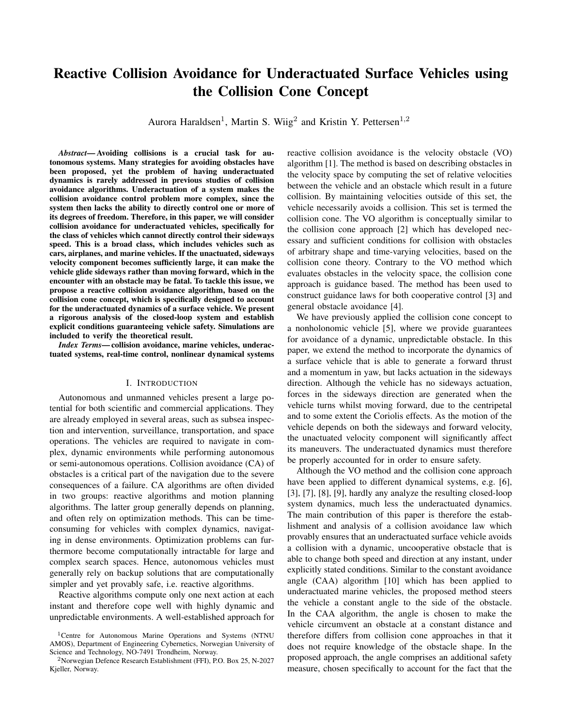# Reactive Collision Avoidance for Underactuated Surface Vehicles using the Collision Cone Concept

Aurora Haraldsen[1], Martin S. Wiig[2] and Kristin Y. Pettersen[1,2]

***Abstract*— Avoiding collisions is a crucial task for autonomous systems. Many strategies for avoiding obstacles have been proposed, yet the problem of having underactuated dynamics is rarely addressed in previous studies of collision avoidance algorithms. Underactuation of a system makes the collision avoidance control problem more complex, since the system then lacks the ability to directly control one or more of its degrees of freedom. Therefore, in this paper, we will consider collision avoidance for underactuated vehicles, specifically for the class of vehicles which cannot directly control their sideways speed. This is a broad class, which includes vehicles such as cars, airplanes, and marine vehicles. If the unactuated, sideways velocity component becomes sufficiently large, it can make the vehicle glide sideways rather than moving forward, which in the encounter with an obstacle may be fatal. To tackle this issue, we propose a reactive collision avoidance algorithm, based on the collision cone concept, which is specifically designed to account for the underactuated dynamics of a surface vehicle. We present a rigorous analysis of the closed-loop system and establish explicit conditions guaranteeing vehicle safety. Simulations are included to verify the theoretical result.**

***Index Terms*— collision avoidance, marine vehicles, underactuated systems, real-time control, nonlinear dynamical systems**

## I. Introduction

Autonomous and unmanned vehicles present a large potential for both scientific and commercial applications. They are already employed in several areas, such as subsea inspection and intervention, surveillance, transportation, and space operations. The vehicles are required to navigate in complex, dynamic environments while performing autonomous or semi-autonomous operations. Collision avoidance (CA) of obstacles is a critical part of the navigation due to the severe consequences of a failure. CA algorithms are often divided in two groups: reactive algorithms and motion planning algorithms. The latter group generally depends on planning, and often rely on optimization methods. This can be time-consuming for vehicles with complex dynamics, navigating in dense environments. Optimization problems can furthermore become computationally intractable for large and complex search spaces. Hence, autonomous vehicles must generally rely on backup solutions that are computationally simpler and yet provably safe, i.e. reactive algorithms.

Reactive algorithms compute only one next action at each instant and therefore cope well with highly dynamic and unpredictable environments. A well-established approach for reactive collision avoidance is the velocity obstacle (VO) algorithm [1]. The method is based on describing obstacles in the velocity space by computing the set of relative velocities between the vehicle and an obstacle which result in a future collision. By maintaining velocities outside of this set, the vehicle necessarily avoids a collision. This set is termed the collision cone. The VO algorithm is conceptually similar to the collision cone approach [2] which has developed necessary and sufficient conditions for collision with obstacles of arbitrary shape and time-varying velocities, based on the collision cone theory. Contrary to the VO method which evaluates obstacles in the velocity space, the collision cone approach is guidance based. The method has been used to construct guidance laws for both cooperative control [3] and general obstacle avoidance [4].

We have previously applied the collision cone concept to a nonholonomic vehicle [5], where we provide guarantees for avoidance of a dynamic, unpredictable obstacle. In this paper, we extend the method to incorporate the dynamics of a surface vehicle that is able to generate a forward thrust and a momentum in yaw, but lacks actuation in the sideways direction. Although the vehicle has no sideways actuation, forces in the sideways direction are generated when the vehicle turns whilst moving forward, due to the centripetal and to some extent the Coriolis effects. As the motion of the vehicle depends on both the sideways and forward velocity, the unactuated velocity component will significantly affect its maneuvers. The underactuated dynamics must therefore be properly accounted for in order to ensure safety.

Although the VO method and the collision cone approach have been applied to different dynamical systems, e.g. [6], [3], [7], [8], [9], hardly any analyze the resulting closed-loop system dynamics, much less the underactuated dynamics. The main contribution of this paper is therefore the establishment and analysis of a collision avoidance law which provably ensures that an underactuated surface vehicle avoids a collision with a dynamic, uncooperative obstacle that is able to change both speed and direction at any instant, under explicitly stated conditions. Similar to the constant avoidance angle (CAA) algorithm [10] which has been applied to underactuated marine vehicles, the proposed method steers the vehicle a constant angle to the side of the obstacle. In the CAA algorithm, the angle is chosen to make the vehicle circumvent an obstacle at a constant distance and therefore differs from collision cone approaches in that it does not require knowledge of the obstacle shape. In the proposed approach, the angle comprises an additional safety measure, chosen specifically to account for the fact that the

[1]Centre for Autonomous Marine Operations and Systems (NTNU AMOS), Department of Engineering Cybernetics, Norwegian University of Science and Technology, NO-7491 Trondheim, Norway.

[2]Norwegian Defence Research Establishment (FFI), P.O. Box 25, N-2027 Kjeller, Norway.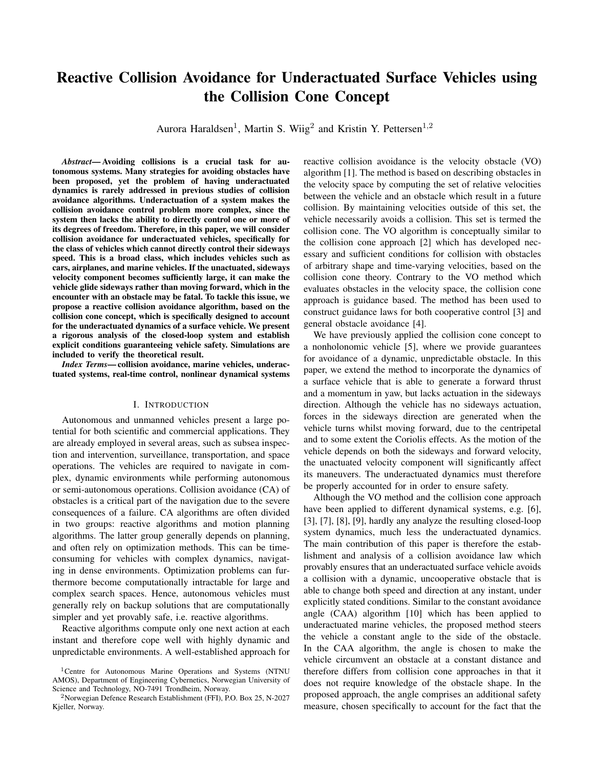# Reactive Collision Avoidance for Underactuated Surface Vehicles using the Collision Cone Concept

Aurora Haraldsen[1], Martin S. Wiig[2] and Kristin Y. Pettersen[1,2]

***Abstract*— Avoiding collisions is a crucial task for autonomous systems. Many strategies for avoiding obstacles have been proposed, yet the problem of having underactuated dynamics is rarely addressed in previous studies of collision avoidance algorithms. Underactuation of a system makes the collision avoidance control problem more complex, since the system then lacks the ability to directly control one or more of its degrees of freedom. Therefore, in this paper, we will consider collision avoidance for underactuated vehicles, specifically for the class of vehicles which cannot directly control their sideways speed. This is a broad class, which includes vehicles such as cars, airplanes, and marine vehicles. If the unactuated, sideways velocity component becomes sufficiently large, it can make the vehicle glide sideways rather than moving forward, which in the encounter with an obstacle may be fatal. To tackle this issue, we propose a reactive collision avoidance algorithm, based on the collision cone concept, which is specifically designed to account for the underactuated dynamics of a surface vehicle. We present a rigorous analysis of the closed-loop system and establish explicit conditions guaranteeing vehicle safety. Simulations are included to verify the theoretical result.**

***Index Terms*— collision avoidance, marine vehicles, underactuated systems, real-time control, nonlinear dynamical systems**

## I. INTRODUCTION

Autonomous and unmanned vehicles present a large potential for both scientific and commercial applications. They are already employed in several areas, such as subsea inspection and intervention, surveillance, transportation, and space operations. The vehicles are required to navigate in complex, dynamic environments while performing autonomous or semi-autonomous operations. Collision avoidance (CA) of obstacles is a critical part of the navigation due to the severe consequences of a failure. CA algorithms are often divided in two groups: reactive algorithms and motion planning algorithms. The latter group generally depends on planning, and often rely on optimization methods. This can be time-consuming for vehicles with complex dynamics, navigating in dense environments. Optimization problems can furthermore become computationally intractable for large and complex search spaces. Hence, autonomous vehicles must generally rely on backup solutions that are computationally simpler and yet provably safe, i.e. reactive algorithms.

Reactive algorithms compute only one next action at each instant and therefore cope well with highly dynamic and unpredictable environments. A well-established approach for reactive collision avoidance is the velocity obstacle (VO) algorithm [1]. The method is based on describing obstacles in the velocity space by computing the set of relative velocities between the vehicle and an obstacle which result in a future collision. By maintaining velocities outside of this set, the vehicle necessarily avoids a collision. This set is termed the collision cone. The VO algorithm is conceptually similar to the collision cone approach [2] which has developed necessary and sufficient conditions for collision with obstacles of arbitrary shape and time-varying velocities, based on the collision cone theory. Contrary to the VO method which evaluates obstacles in the velocity space, the collision cone approach is guidance based. The method has been used to construct guidance laws for both cooperative control [3] and general obstacle avoidance [4].

We have previously applied the collision cone concept to a nonholonomic vehicle [5], where we provide guarantees for avoidance of a dynamic, unpredictable obstacle. In this paper, we extend the method to incorporate the dynamics of a surface vehicle that is able to generate a forward thrust and a momentum in yaw, but lacks actuation in the sideways direction. Although the vehicle has no sideways actuation, forces in the sideways direction are generated when the vehicle turns whilst moving forward, due to the centripetal and to some extent the Coriolis effects. As the motion of the vehicle depends on both the sideways and forward velocity, the unactuated velocity component will significantly affect its maneuvers. The underactuated dynamics must therefore be properly accounted for in order to ensure safety.

Although the VO method and the collision cone approach have been applied to different dynamical systems, e.g. [6], [3], [7], [8], [9], hardly any analyze the resulting closed-loop system dynamics, much less the underactuated dynamics. The main contribution of this paper is therefore the establishment and analysis of a collision avoidance law which provably ensures that an underactuated surface vehicle avoids a collision with a dynamic, uncooperative obstacle that is able to change both speed and direction at any instant, under explicitly stated conditions. Similar to the constant avoidance angle (CAA) algorithm [10] which has been applied to underactuated marine vehicles, the proposed method steers the vehicle a constant angle to the side of the obstacle. In the CAA algorithm, the angle is chosen to make the vehicle circumvent an obstacle at a constant distance and therefore differs from collision cone approaches in that it does not require knowledge of the obstacle shape. In the proposed approach, the angle comprises an additional safety measure, chosen specifically to account for the fact that the

[1]Centre for Autonomous Marine Operations and Systems (NTNU AMOS), Department of Engineering Cybernetics, Norwegian University of Science and Technology, NO-7491 Trondheim, Norway.

[2]Norwegian Defence Research Establishment (FFI), P.O. Box 25, N-2027 Kjeller, Norway.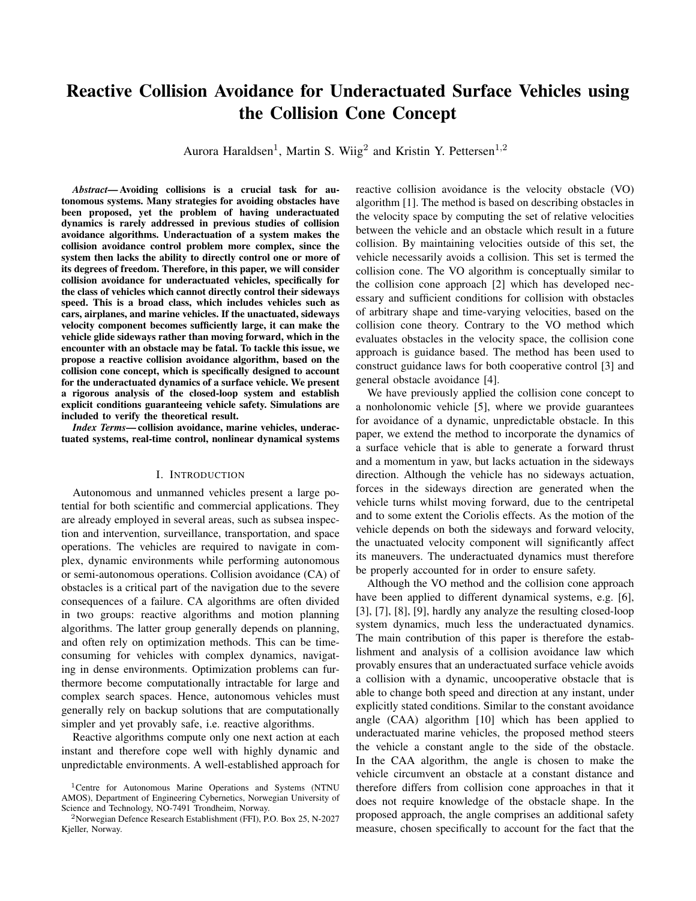# Reactive Collision Avoidance for Underactuated Surface Vehicles using the Collision Cone Concept

Aurora Haraldsen[1], Martin S. Wiig[2] and Kristin Y. Pettersen[1,2]

***Abstract*— Avoiding collisions is a crucial task for autonomous systems. Many strategies for avoiding obstacles have been proposed, yet the problem of having underactuated dynamics is rarely addressed in previous studies of collision avoidance algorithms. Underactuation of a system makes the collision avoidance control problem more complex, since the system then lacks the ability to directly control one or more of its degrees of freedom. Therefore, in this paper, we will consider collision avoidance for underactuated vehicles, specifically for the class of vehicles which cannot directly control their sideways speed. This is a broad class, which includes vehicles such as cars, airplanes, and marine vehicles. If the unactuated, sideways velocity component becomes sufficiently large, it can make the vehicle glide sideways rather than moving forward, which in the encounter with an obstacle may be fatal. To tackle this issue, we propose a reactive collision avoidance algorithm, based on the collision cone concept, which is specifically designed to account for the underactuated dynamics of a surface vehicle. We present a rigorous analysis of the closed-loop system and establish explicit conditions guaranteeing vehicle safety. Simulations are included to verify the theoretical result.**

***Index Terms*— collision avoidance, marine vehicles, underactuated systems, real-time control, nonlinear dynamical systems**

## I. Introduction

Autonomous and unmanned vehicles present a large potential for both scientific and commercial applications. They are already employed in several areas, such as subsea inspection and intervention, surveillance, transportation, and space operations. The vehicles are required to navigate in complex, dynamic environments while performing autonomous or semi-autonomous operations. Collision avoidance (CA) of obstacles is a critical part of the navigation due to the severe consequences of a failure. CA algorithms are often divided in two groups: reactive algorithms and motion planning algorithms. The latter group generally depends on planning, and often rely on optimization methods. This can be time-consuming for vehicles with complex dynamics, navigating in dense environments. Optimization problems can furthermore become computationally intractable for large and complex search spaces. Hence, autonomous vehicles must generally rely on backup solutions that are computationally simpler and yet provably safe, i.e. reactive algorithms.

Reactive algorithms compute only one next action at each instant and therefore cope well with highly dynamic and unpredictable environments. A well-established approach for reactive collision avoidance is the velocity obstacle (VO) algorithm [1]. The method is based on describing obstacles in the velocity space by computing the set of relative velocities between the vehicle and an obstacle which result in a future collision. By maintaining velocities outside of this set, the vehicle necessarily avoids a collision. This set is termed the collision cone. The VO algorithm is conceptually similar to the collision cone approach [2] which has developed necessary and sufficient conditions for collision with obstacles of arbitrary shape and time-varying velocities, based on the collision cone theory. Contrary to the VO method which evaluates obstacles in the velocity space, the collision cone approach is guidance based. The method has been used to construct guidance laws for both cooperative control [3] and general obstacle avoidance [4].

We have previously applied the collision cone concept to a nonholonomic vehicle [5], where we provide guarantees for avoidance of a dynamic, unpredictable obstacle. In this paper, we extend the method to incorporate the dynamics of a surface vehicle that is able to generate a forward thrust and a momentum in yaw, but lacks actuation in the sideways direction. Although the vehicle has no sideways actuation, forces in the sideways direction are generated when the vehicle turns whilst moving forward, due to the centripetal and to some extent the Coriolis effects. As the motion of the vehicle depends on both the sideways and forward velocity, the unactuated velocity component will significantly affect its maneuvers. The underactuated dynamics must therefore be properly accounted for in order to ensure safety.

Although the VO method and the collision cone approach have been applied to different dynamical systems, e.g. [6], [3], [7], [8], [9], hardly any analyze the resulting closed-loop system dynamics, much less the underactuated dynamics. The main contribution of this paper is therefore the establishment and analysis of a collision avoidance law which provably ensures that an underactuated surface vehicle avoids a collision with a dynamic, uncooperative obstacle that is able to change both speed and direction at any instant, under explicitly stated conditions. Similar to the constant avoidance angle (CAA) algorithm [10] which has been applied to underactuated marine vehicles, the proposed method steers the vehicle a constant angle to the side of the obstacle. In the CAA algorithm, the angle is chosen to make the vehicle circumvent an obstacle at a constant distance and therefore differs from collision cone approaches in that it does not require knowledge of the obstacle shape. In the proposed approach, the angle comprises an additional safety measure, chosen specifically to account for the fact that the

[1]Centre for Autonomous Marine Operations and Systems (NTNU AMOS), Department of Engineering Cybernetics, Norwegian University of Science and Technology, NO-7491 Trondheim, Norway.

[2]Norwegian Defence Research Establishment (FFI), P.O. Box 25, N-2027 Kjeller, Norway.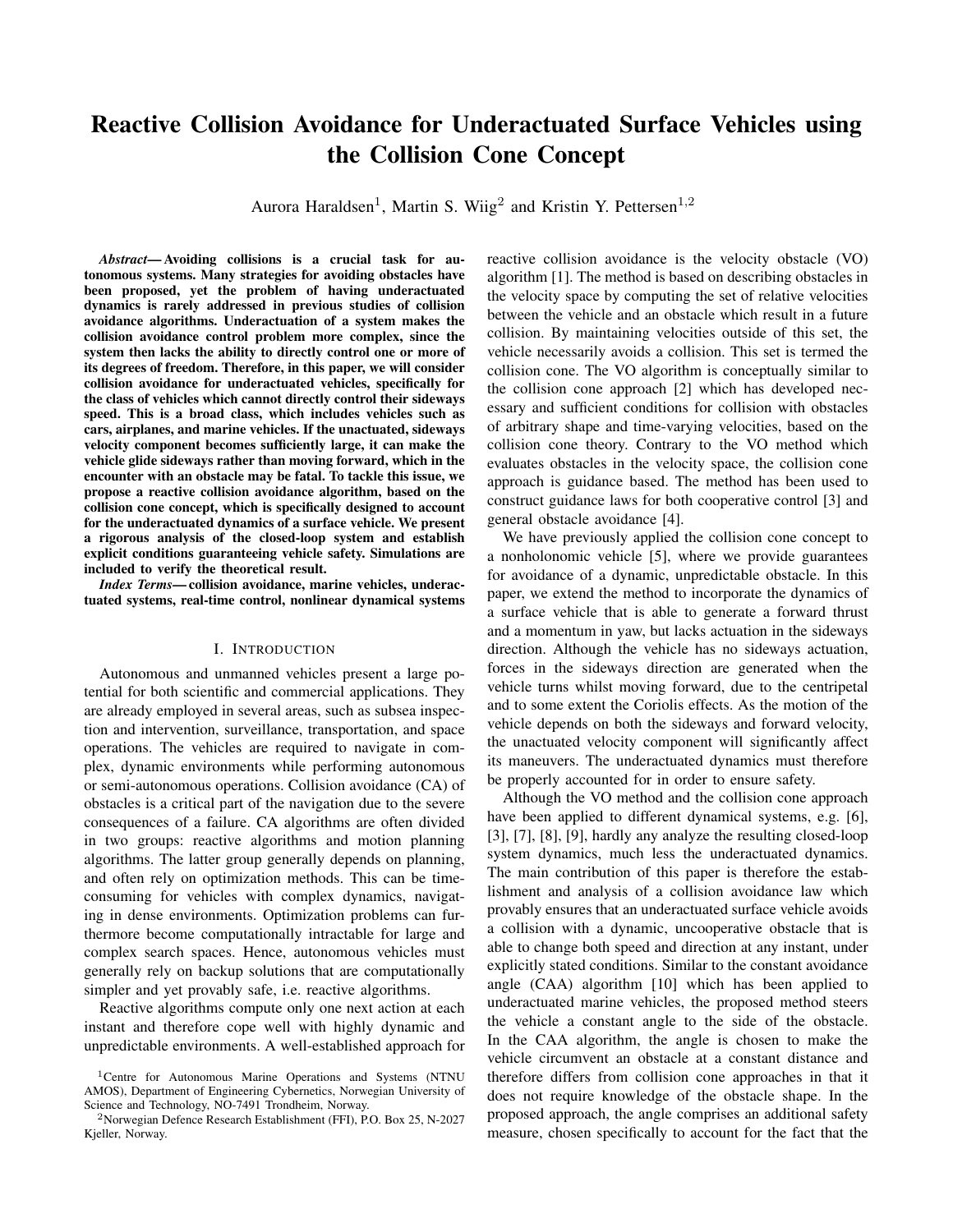# Reactive Collision Avoidance for Underactuated Surface Vehicles using the Collision Cone Concept

Aurora Haraldsen[1], Martin S. Wiig[2] and Kristin Y. Pettersen[1,2]

***Abstract*— Avoiding collisions is a crucial task for autonomous systems. Many strategies for avoiding obstacles have been proposed, yet the problem of having underactuated dynamics is rarely addressed in previous studies of collision avoidance algorithms. Underactuation of a system makes the collision avoidance control problem more complex, since the system then lacks the ability to directly control one or more of its degrees of freedom. Therefore, in this paper, we will consider collision avoidance for underactuated vehicles, specifically for the class of vehicles which cannot directly control their sideways speed. This is a broad class, which includes vehicles such as cars, airplanes, and marine vehicles. If the unactuated, sideways velocity component becomes sufficiently large, it can make the vehicle glide sideways rather than moving forward, which in the encounter with an obstacle may be fatal. To tackle this issue, we propose a reactive collision avoidance algorithm, based on the collision cone concept, which is specifically designed to account for the underactuated dynamics of a surface vehicle. We present a rigorous analysis of the closed-loop system and establish explicit conditions guaranteeing vehicle safety. Simulations are included to verify the theoretical result.**

***Index Terms*— collision avoidance, marine vehicles, underactuated systems, real-time control, nonlinear dynamical systems**

## I. INTRODUCTION

Autonomous and unmanned vehicles present a large potential for both scientific and commercial applications. They are already employed in several areas, such as subsea inspection and intervention, surveillance, transportation, and space operations. The vehicles are required to navigate in complex, dynamic environments while performing autonomous or semi-autonomous operations. Collision avoidance (CA) of obstacles is a critical part of the navigation due to the severe consequences of a failure. CA algorithms are often divided in two groups: reactive algorithms and motion planning algorithms. The latter group generally depends on planning, and often rely on optimization methods. This can be time-consuming for vehicles with complex dynamics, navigating in dense environments. Optimization problems can furthermore become computationally intractable for large and complex search spaces. Hence, autonomous vehicles must generally rely on backup solutions that are computationally simpler and yet provably safe, i.e. reactive algorithms.

Reactive algorithms compute only one next action at each instant and therefore cope well with highly dynamic and unpredictable environments. A well-established approach for reactive collision avoidance is the velocity obstacle (VO) algorithm [1]. The method is based on describing obstacles in the velocity space by computing the set of relative velocities between the vehicle and an obstacle which result in a future collision. By maintaining velocities outside of this set, the vehicle necessarily avoids a collision. This set is termed the collision cone. The VO algorithm is conceptually similar to the collision cone approach [2] which has developed necessary and sufficient conditions for collision with obstacles of arbitrary shape and time-varying velocities, based on the collision cone theory. Contrary to the VO method which evaluates obstacles in the velocity space, the collision cone approach is guidance based. The method has been used to construct guidance laws for both cooperative control [3] and general obstacle avoidance [4].

We have previously applied the collision cone concept to a nonholonomic vehicle [5], where we provide guarantees for avoidance of a dynamic, unpredictable obstacle. In this paper, we extend the method to incorporate the dynamics of a surface vehicle that is able to generate a forward thrust and a momentum in yaw, but lacks actuation in the sideways direction. Although the vehicle has no sideways actuation, forces in the sideways direction are generated when the vehicle turns whilst moving forward, due to the centripetal and to some extent the Coriolis effects. As the motion of the vehicle depends on both the sideways and forward velocity, the unactuated velocity component will significantly affect its maneuvers. The underactuated dynamics must therefore be properly accounted for in order to ensure safety.

Although the VO method and the collision cone approach have been applied to different dynamical systems, e.g. [6], [3], [7], [8], [9], hardly any analyze the resulting closed-loop system dynamics, much less the underactuated dynamics. The main contribution of this paper is therefore the establishment and analysis of a collision avoidance law which provably ensures that an underactuated surface vehicle avoids a collision with a dynamic, uncooperative obstacle that is able to change both speed and direction at any instant, under explicitly stated conditions. Similar to the constant avoidance angle (CAA) algorithm [10] which has been applied to underactuated marine vehicles, the proposed method steers the vehicle a constant angle to the side of the obstacle. In the CAA algorithm, the angle is chosen to make the vehicle circumvent an obstacle at a constant distance and therefore differs from collision cone approaches in that it does not require knowledge of the obstacle shape. In the proposed approach, the angle comprises an additional safety measure, chosen specifically to account for the fact that the

[1]Centre for Autonomous Marine Operations and Systems (NTNU AMOS), Department of Engineering Cybernetics, Norwegian University of Science and Technology, NO-7491 Trondheim, Norway.

[2]Norwegian Defence Research Establishment (FFI), P.O. Box 25, N-2027 Kjeller, Norway.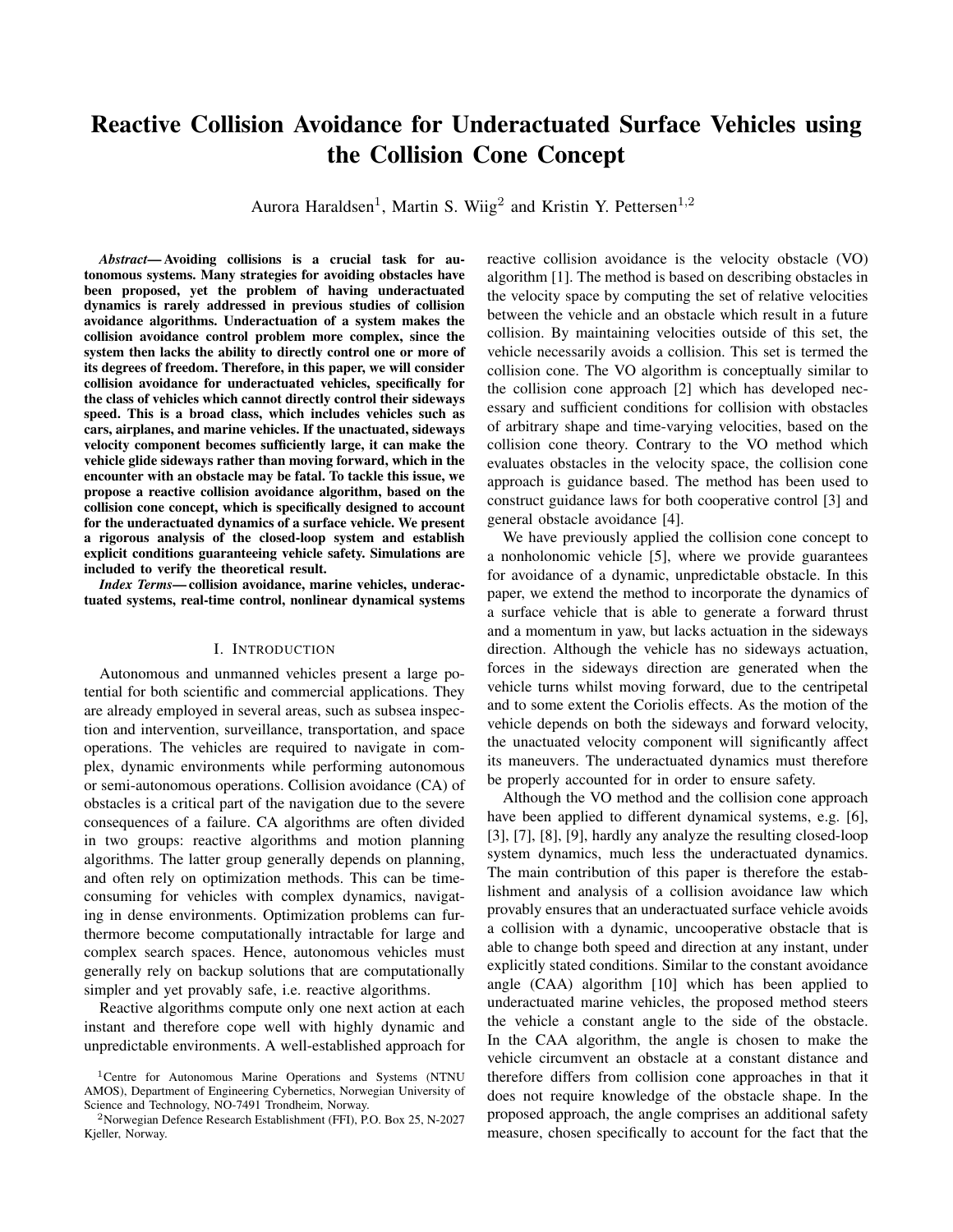# Reactive Collision Avoidance for Underactuated Surface Vehicles using the Collision Cone Concept

Aurora Haraldsen[1], Martin S. Wiig[2] and Kristin Y. Pettersen[1,2]

***Abstract*— Avoiding collisions is a crucial task for autonomous systems. Many strategies for avoiding obstacles have been proposed, yet the problem of having underactuated dynamics is rarely addressed in previous studies of collision avoidance algorithms. Underactuation of a system makes the collision avoidance control problem more complex, since the system then lacks the ability to directly control one or more of its degrees of freedom. Therefore, in this paper, we will consider collision avoidance for underactuated vehicles, specifically for the class of vehicles which cannot directly control their sideways speed. This is a broad class, which includes vehicles such as cars, airplanes, and marine vehicles. If the unactuated, sideways velocity component becomes sufficiently large, it can make the vehicle glide sideways rather than moving forward, which in the encounter with an obstacle may be fatal. To tackle this issue, we propose a reactive collision avoidance algorithm, based on the collision cone concept, which is specifically designed to account for the underactuated dynamics of a surface vehicle. We present a rigorous analysis of the closed-loop system and establish explicit conditions guaranteeing vehicle safety. Simulations are included to verify the theoretical result.**

***Index Terms*— collision avoidance, marine vehicles, underactuated systems, real-time control, nonlinear dynamical systems**

## I. Introduction

Autonomous and unmanned vehicles present a large potential for both scientific and commercial applications. They are already employed in several areas, such as subsea inspection and intervention, surveillance, transportation, and space operations. The vehicles are required to navigate in complex, dynamic environments while performing autonomous or semi-autonomous operations. Collision avoidance (CA) of obstacles is a critical part of the navigation due to the severe consequences of a failure. CA algorithms are often divided in two groups: reactive algorithms and motion planning algorithms. The latter group generally depends on planning, and often rely on optimization methods. This can be time-consuming for vehicles with complex dynamics, navigating in dense environments. Optimization problems can furthermore become computationally intractable for large and complex search spaces. Hence, autonomous vehicles must generally rely on backup solutions that are computationally simpler and yet provably safe, i.e. reactive algorithms.

Reactive algorithms compute only one next action at each instant and therefore cope well with highly dynamic and unpredictable environments. A well-established approach for reactive collision avoidance is the velocity obstacle (VO) algorithm [1]. The method is based on describing obstacles in the velocity space by computing the set of relative velocities between the vehicle and an obstacle which result in a future collision. By maintaining velocities outside of this set, the vehicle necessarily avoids a collision. This set is termed the collision cone. The VO algorithm is conceptually similar to the collision cone approach [2] which has developed necessary and sufficient conditions for collision with obstacles of arbitrary shape and time-varying velocities, based on the collision cone theory. Contrary to the VO method which evaluates obstacles in the velocity space, the collision cone approach is guidance based. The method has been used to construct guidance laws for both cooperative control [3] and general obstacle avoidance [4].

We have previously applied the collision cone concept to a nonholonomic vehicle [5], where we provide guarantees for avoidance of a dynamic, unpredictable obstacle. In this paper, we extend the method to incorporate the dynamics of a surface vehicle that is able to generate a forward thrust and a momentum in yaw, but lacks actuation in the sideways direction. Although the vehicle has no sideways actuation, forces in the sideways direction are generated when the vehicle turns whilst moving forward, due to the centripetal and to some extent the Coriolis effects. As the motion of the vehicle depends on both the sideways and forward velocity, the unactuated velocity component will significantly affect its maneuvers. The underactuated dynamics must therefore be properly accounted for in order to ensure safety.

Although the VO method and the collision cone approach have been applied to different dynamical systems, e.g. [6], [3], [7], [8], [9], hardly any analyze the resulting closed-loop system dynamics, much less the underactuated dynamics. The main contribution of this paper is therefore the establishment and analysis of a collision avoidance law which provably ensures that an underactuated surface vehicle avoids a collision with a dynamic, uncooperative obstacle that is able to change both speed and direction at any instant, under explicitly stated conditions. Similar to the constant avoidance angle (CAA) algorithm [10] which has been applied to underactuated marine vehicles, the proposed method steers the vehicle a constant angle to the side of the obstacle. In the CAA algorithm, the angle is chosen to make the vehicle circumvent an obstacle at a constant distance and therefore differs from collision cone approaches in that it does not require knowledge of the obstacle shape. In the proposed approach, the angle comprises an additional safety measure, chosen specifically to account for the fact that the

[1]Centre for Autonomous Marine Operations and Systems (NTNU AMOS), Department of Engineering Cybernetics, Norwegian University of Science and Technology, NO-7491 Trondheim, Norway.

[2]Norwegian Defence Research Establishment (FFI), P.O. Box 25, N-2027 Kjeller, Norway.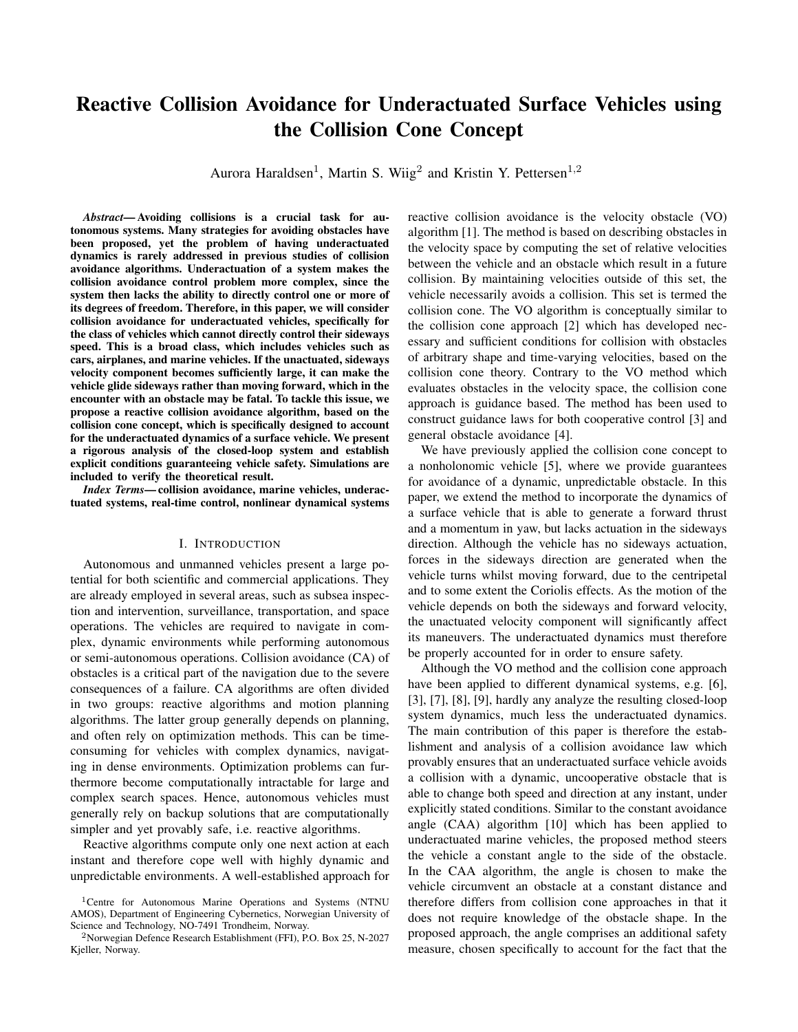# Reactive Collision Avoidance for Underactuated Surface Vehicles using the Collision Cone Concept

Aurora Haraldsen[1], Martin S. Wiig[2] and Kristin Y. Pettersen[1,2]

***Abstract*— Avoiding collisions is a crucial task for autonomous systems. Many strategies for avoiding obstacles have been proposed, yet the problem of having underactuated dynamics is rarely addressed in previous studies of collision avoidance algorithms. Underactuation of a system makes the collision avoidance control problem more complex, since the system then lacks the ability to directly control one or more of its degrees of freedom. Therefore, in this paper, we will consider collision avoidance for underactuated vehicles, specifically for the class of vehicles which cannot directly control their sideways speed. This is a broad class, which includes vehicles such as cars, airplanes, and marine vehicles. If the unactuated, sideways velocity component becomes sufficiently large, it can make the vehicle glide sideways rather than moving forward, which in the encounter with an obstacle may be fatal. To tackle this issue, we propose a reactive collision avoidance algorithm, based on the collision cone concept, which is specifically designed to account for the underactuated dynamics of a surface vehicle. We present a rigorous analysis of the closed-loop system and establish explicit conditions guaranteeing vehicle safety. Simulations are included to verify the theoretical result.**

***Index Terms*— collision avoidance, marine vehicles, underactuated systems, real-time control, nonlinear dynamical systems**

## I. INTRODUCTION

Autonomous and unmanned vehicles present a large potential for both scientific and commercial applications. They are already employed in several areas, such as subsea inspection and intervention, surveillance, transportation, and space operations. The vehicles are required to navigate in complex, dynamic environments while performing autonomous or semi-autonomous operations. Collision avoidance (CA) of obstacles is a critical part of the navigation due to the severe consequences of a failure. CA algorithms are often divided in two groups: reactive algorithms and motion planning algorithms. The latter group generally depends on planning, and often rely on optimization methods. This can be time-consuming for vehicles with complex dynamics, navigating in dense environments. Optimization problems can furthermore become computationally intractable for large and complex search spaces. Hence, autonomous vehicles must generally rely on backup solutions that are computationally simpler and yet provably safe, i.e. reactive algorithms.

Reactive algorithms compute only one next action at each instant and therefore cope well with highly dynamic and unpredictable environments. A well-established approach for reactive collision avoidance is the velocity obstacle (VO) algorithm [1]. The method is based on describing obstacles in the velocity space by computing the set of relative velocities between the vehicle and an obstacle which result in a future collision. By maintaining velocities outside of this set, the vehicle necessarily avoids a collision. This set is termed the collision cone. The VO algorithm is conceptually similar to the collision cone approach [2] which has developed necessary and sufficient conditions for collision with obstacles of arbitrary shape and time-varying velocities, based on the collision cone theory. Contrary to the VO method which evaluates obstacles in the velocity space, the collision cone approach is guidance based. The method has been used to construct guidance laws for both cooperative control [3] and general obstacle avoidance [4].

We have previously applied the collision cone concept to a nonholonomic vehicle [5], where we provide guarantees for avoidance of a dynamic, unpredictable obstacle. In this paper, we extend the method to incorporate the dynamics of a surface vehicle that is able to generate a forward thrust and a momentum in yaw, but lacks actuation in the sideways direction. Although the vehicle has no sideways actuation, forces in the sideways direction are generated when the vehicle turns whilst moving forward, due to the centripetal and to some extent the Coriolis effects. As the motion of the vehicle depends on both the sideways and forward velocity, the unactuated velocity component will significantly affect its maneuvers. The underactuated dynamics must therefore be properly accounted for in order to ensure safety.

Although the VO method and the collision cone approach have been applied to different dynamical systems, e.g. [6], [3], [7], [8], [9], hardly any analyze the resulting closed-loop system dynamics, much less the underactuated dynamics. The main contribution of this paper is therefore the establishment and analysis of a collision avoidance law which provably ensures that an underactuated surface vehicle avoids a collision with a dynamic, uncooperative obstacle that is able to change both speed and direction at any instant, under explicitly stated conditions. Similar to the constant avoidance angle (CAA) algorithm [10] which has been applied to underactuated marine vehicles, the proposed method steers the vehicle a constant angle to the side of the obstacle. In the CAA algorithm, the angle is chosen to make the vehicle circumvent an obstacle at a constant distance and therefore differs from collision cone approaches in that it does not require knowledge of the obstacle shape. In the proposed approach, the angle comprises an additional safety measure, chosen specifically to account for the fact that the

[1]Centre for Autonomous Marine Operations and Systems (NTNU AMOS), Department of Engineering Cybernetics, Norwegian University of Science and Technology, NO-7491 Trondheim, Norway.

[2]Norwegian Defence Research Establishment (FFI), P.O. Box 25, N-2027 Kjeller, Norway.